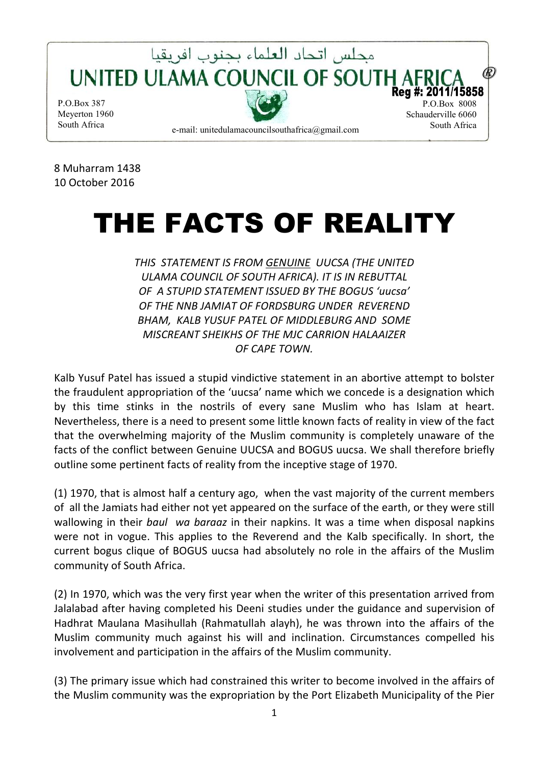مجلس اتحاد العلماء بجنوب افريقيا

**UNITED ULAMA COUNCIL OF SOUTH AFRICA** ®

**Reg #: 2011/15858**

P.O.Box 387
Meyerton 1960
South Africa

P.O.Box 8008
Schauderville 6060
South Africa

e-mail: unitedulamacouncilsouthafrica@gmail.com

8 Muharram 1438
10 October 2016

# THE FACTS OF REALITY

*THIS STATEMENT IS FROM GENUINE UUCSA (THE UNITED ULAMA COUNCIL OF SOUTH AFRICA). IT IS IN REBUTTAL OF A STUPID STATEMENT ISSUED BY THE BOGUS 'uucsa' OF THE NNB JAMIAT OF FORDSBURG UNDER REVEREND BHAM, KALB YUSUF PATEL OF MIDDLEBURG AND SOME MISCREANT SHEIKHS OF THE MJC CARRION HALAAIZER OF CAPE TOWN.*

Kalb Yusuf Patel has issued a stupid vindictive statement in an abortive attempt to bolster the fraudulent appropriation of the 'uucsa' name which we concede is a designation which by this time stinks in the nostrils of every sane Muslim who has Islam at heart. Nevertheless, there is a need to present some little known facts of reality in view of the fact that the overwhelming majority of the Muslim community is completely unaware of the facts of the conflict between Genuine UUCSA and BOGUS uucsa. We shall therefore briefly outline some pertinent facts of reality from the inceptive stage of 1970.

(1) 1970, that is almost half a century ago, when the vast majority of the current members of all the Jamiats had either not yet appeared on the surface of the earth, or they were still wallowing in their *baul wa baraaz* in their napkins. It was a time when disposal napkins were not in vogue. This applies to the Reverend and the Kalb specifically. In short, the current bogus clique of BOGUS uucsa had absolutely no role in the affairs of the Muslim community of South Africa.

(2) In 1970, which was the very first year when the writer of this presentation arrived from Jalalabad after having completed his Deeni studies under the guidance and supervision of Hadhrat Maulana Masihullah (Rahmatullah alayh), he was thrown into the affairs of the Muslim community much against his will and inclination. Circumstances compelled his involvement and participation in the affairs of the Muslim community.

(3) The primary issue which had constrained this writer to become involved in the affairs of the Muslim community was the expropriation by the Port Elizabeth Municipality of the Pier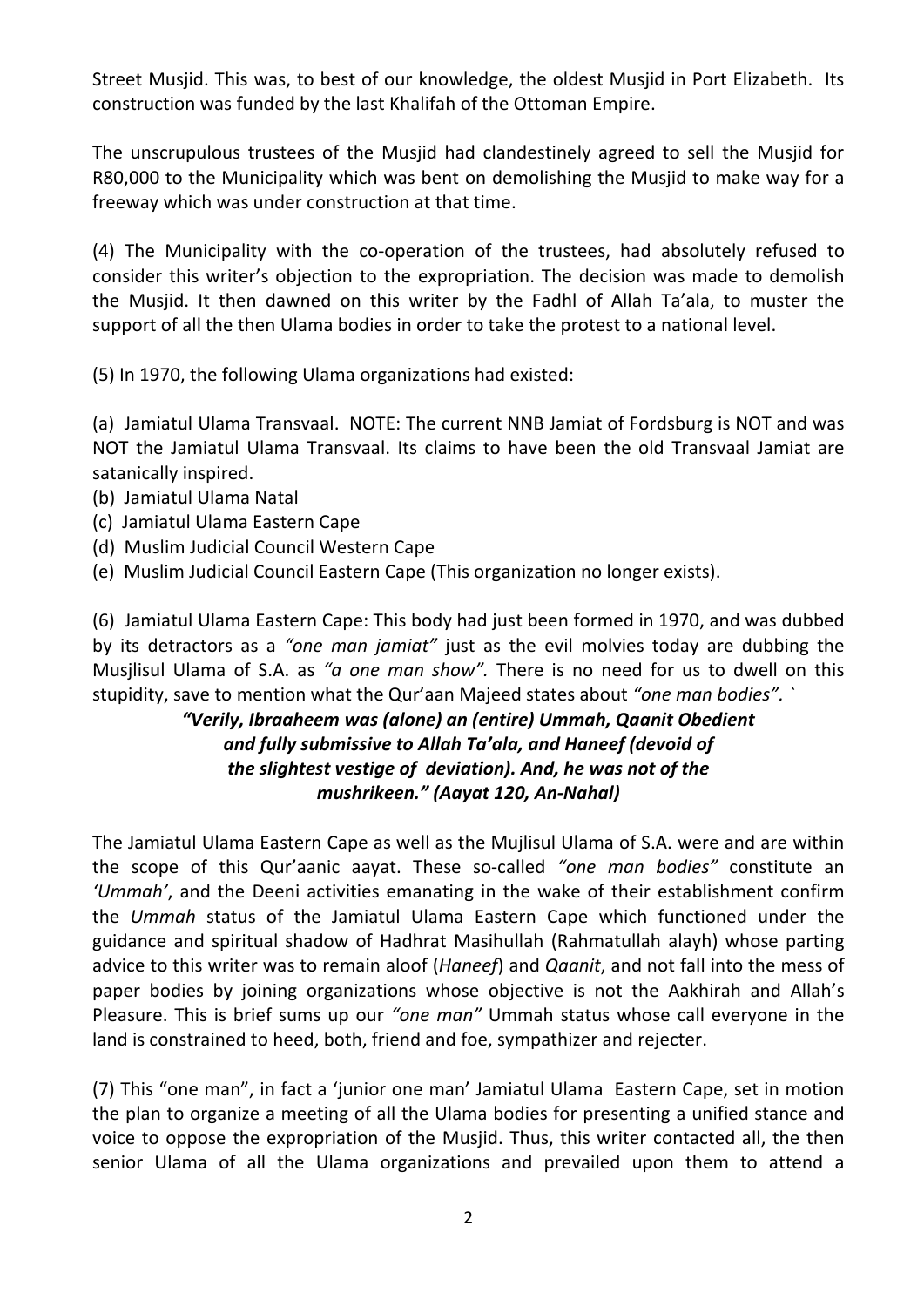Street Musjid. This was, to best of our knowledge, the oldest Musjid in Port Elizabeth. Its construction was funded by the last Khalifah of the Ottoman Empire.

The unscrupulous trustees of the Musjid had clandestinely agreed to sell the Musjid for R80,000 to the Municipality which was bent on demolishing the Musjid to make way for a freeway which was under construction at that time.

(4) The Municipality with the co-operation of the trustees, had absolutely refused to consider this writer's objection to the expropriation. The decision was made to demolish the Musjid. It then dawned on this writer by the Fadhl of Allah Ta'ala, to muster the support of all the then Ulama bodies in order to take the protest to a national level.

(5) In 1970, the following Ulama organizations had existed:

(a) Jamiatul Ulama Transvaal. NOTE: The current NNB Jamiat of Fordsburg is NOT and was NOT the Jamiatul Ulama Transvaal. Its claims to have been the old Transvaal Jamiat are satanically inspired.
(b) Jamiatul Ulama Natal
(c) Jamiatul Ulama Eastern Cape
(d) Muslim Judicial Council Western Cape
(e) Muslim Judicial Council Eastern Cape (This organization no longer exists).

(6) Jamiatul Ulama Eastern Cape: This body had just been formed in 1970, and was dubbed by its detractors as a *"one man jamiat"* just as the evil molvies today are dubbing the Musjlisul Ulama of S.A. as *"a one man show".* There is no need for us to dwell on this stupidity, save to mention what the Qur'aan Majeed states about *"one man bodies".* `

***"Verily, Ibraaheem was (alone) an (entire) Ummah, Qaanit Obedient and fully submissive to Allah Ta'ala, and Haneef (devoid of the slightest vestige of deviation). And, he was not of the mushrikeen." (Aayat 120, An-Nahal)***

The Jamiatul Ulama Eastern Cape as well as the Mujlisul Ulama of S.A. were and are within the scope of this Qur'aanic aayat. These so-called *"one man bodies"* constitute an *'Ummah'*, and the Deeni activities emanating in the wake of their establishment confirm the *Ummah* status of the Jamiatul Ulama Eastern Cape which functioned under the guidance and spiritual shadow of Hadhrat Masihullah (Rahmatullah alayh) whose parting advice to this writer was to remain aloof (*Haneef*) and *Qaanit*, and not fall into the mess of paper bodies by joining organizations whose objective is not the Aakhirah and Allah's Pleasure. This is brief sums up our *"one man"* Ummah status whose call everyone in the land is constrained to heed, both, friend and foe, sympathizer and rejecter.

(7) This "one man", in fact a 'junior one man' Jamiatul Ulama Eastern Cape, set in motion the plan to organize a meeting of all the Ulama bodies for presenting a unified stance and voice to oppose the expropriation of the Musjid. Thus, this writer contacted all, the then senior Ulama of all the Ulama organizations and prevailed upon them to attend a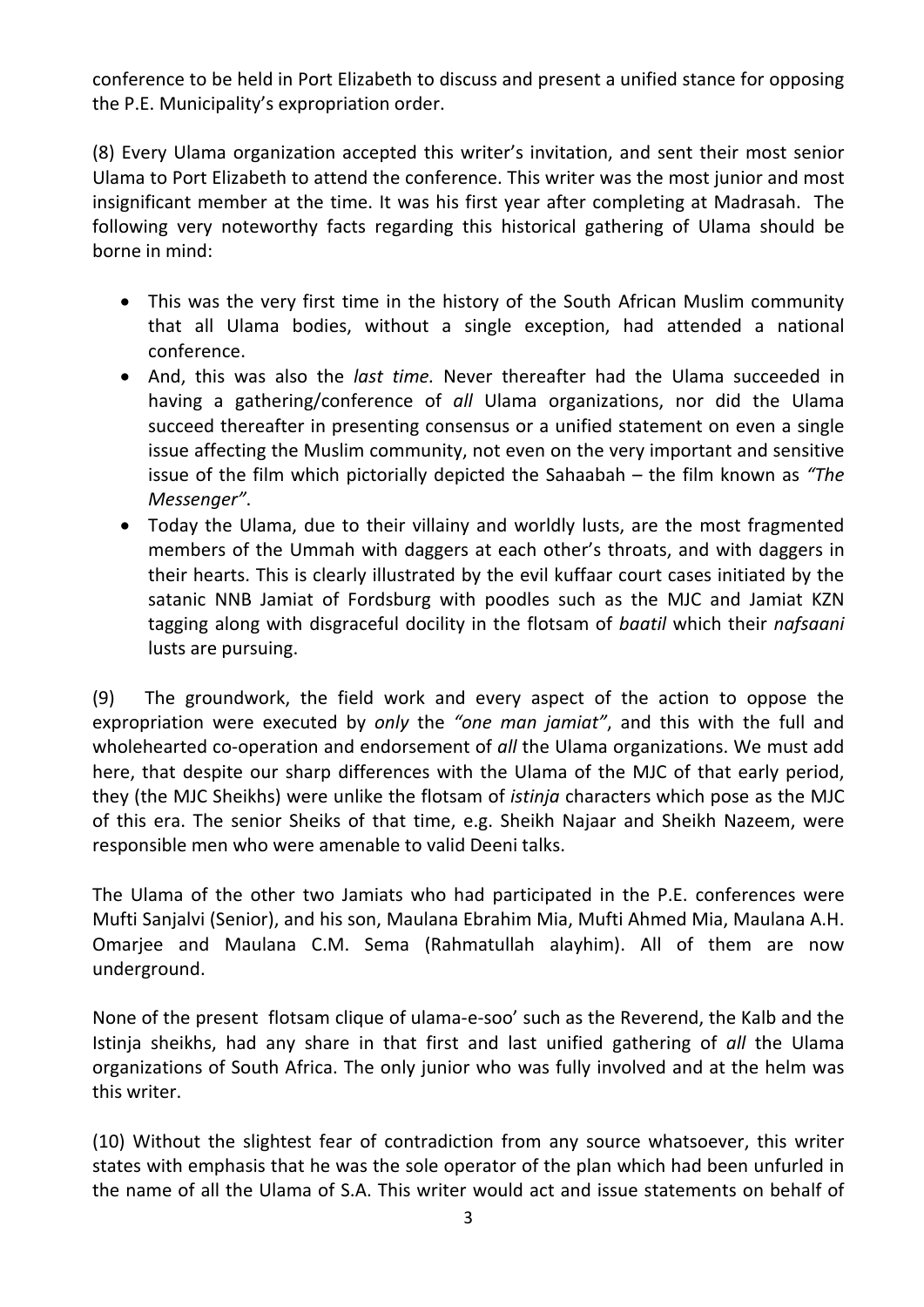conference to be held in Port Elizabeth to discuss and present a unified stance for opposing the P.E. Municipality's expropriation order.

(8) Every Ulama organization accepted this writer's invitation, and sent their most senior Ulama to Port Elizabeth to attend the conference. This writer was the most junior and most insignificant member at the time. It was his first year after completing at Madrasah. The following very noteworthy facts regarding this historical gathering of Ulama should be borne in mind:

- This was the very first time in the history of the South African Muslim community that all Ulama bodies, without a single exception, had attended a national conference.
- And, this was also the *last time.* Never thereafter had the Ulama succeeded in having a gathering/conference of *all* Ulama organizations, nor did the Ulama succeed thereafter in presenting consensus or a unified statement on even a single issue affecting the Muslim community, not even on the very important and sensitive issue of the film which pictorially depicted the Sahaabah – the film known as *"The Messenger"*.
- Today the Ulama, due to their villainy and worldly lusts, are the most fragmented members of the Ummah with daggers at each other's throats, and with daggers in their hearts. This is clearly illustrated by the evil kuffaar court cases initiated by the satanic NNB Jamiat of Fordsburg with poodles such as the MJC and Jamiat KZN tagging along with disgraceful docility in the flotsam of *baatil* which their *nafsaani* lusts are pursuing.

(9) The groundwork, the field work and every aspect of the action to oppose the expropriation were executed by *only* the *"one man jamiat"*, and this with the full and wholehearted co-operation and endorsement of *all* the Ulama organizations. We must add here, that despite our sharp differences with the Ulama of the MJC of that early period, they (the MJC Sheikhs) were unlike the flotsam of *istinja* characters which pose as the MJC of this era. The senior Sheiks of that time, e.g. Sheikh Najaar and Sheikh Nazeem, were responsible men who were amenable to valid Deeni talks.

The Ulama of the other two Jamiats who had participated in the P.E. conferences were Mufti Sanjalvi (Senior), and his son, Maulana Ebrahim Mia, Mufti Ahmed Mia, Maulana A.H. Omarjee and Maulana C.M. Sema (Rahmatullah alayhim). All of them are now underground.

None of the present flotsam clique of ulama-e-soo' such as the Reverend, the Kalb and the Istinja sheikhs, had any share in that first and last unified gathering of *all* the Ulama organizations of South Africa. The only junior who was fully involved and at the helm was this writer.

(10) Without the slightest fear of contradiction from any source whatsoever, this writer states with emphasis that he was the sole operator of the plan which had been unfurled in the name of all the Ulama of S.A. This writer would act and issue statements on behalf of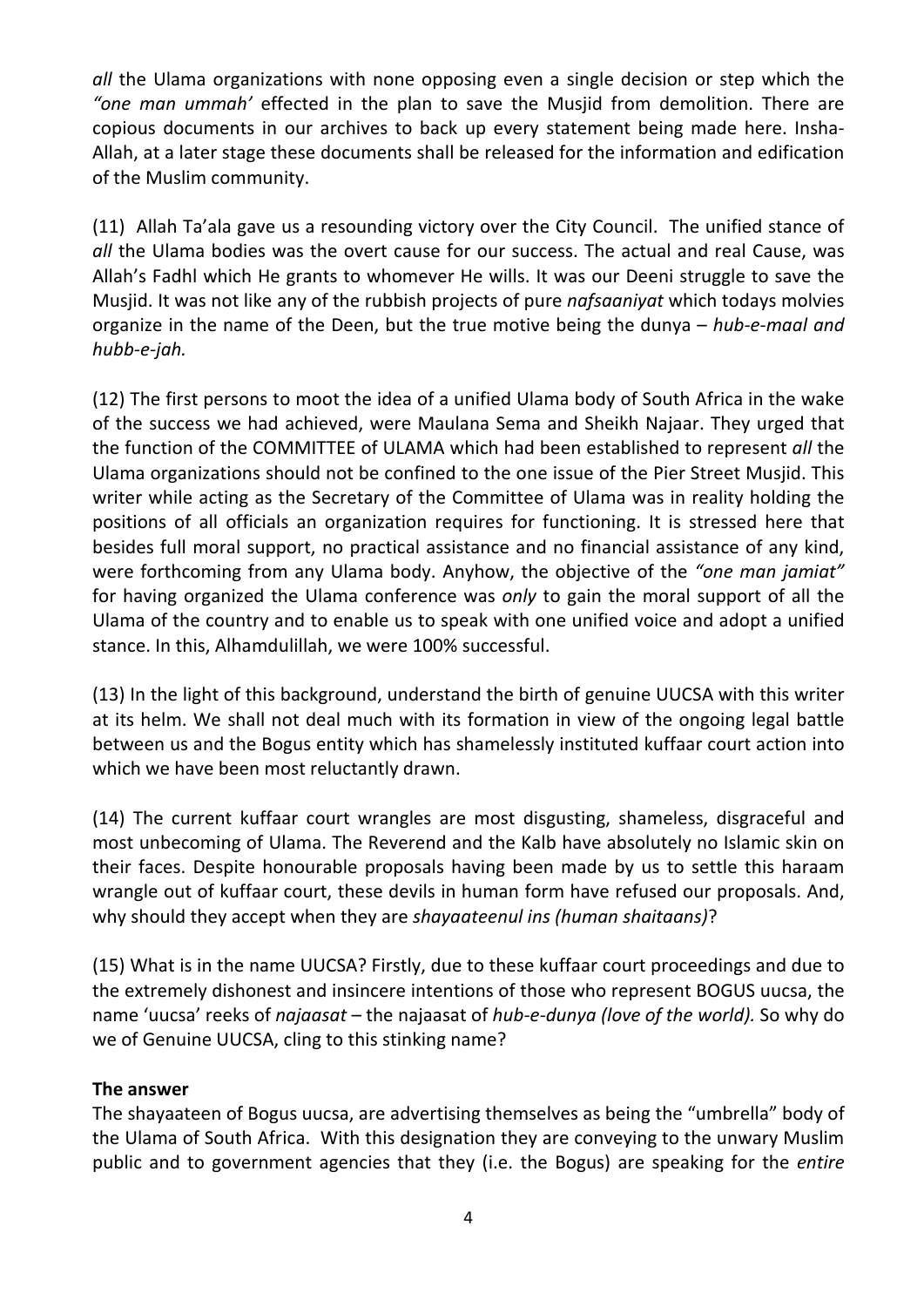*all* the Ulama organizations with none opposing even a single decision or step which the *"one man ummah'* effected in the plan to save the Musjid from demolition. There are copious documents in our archives to back up every statement being made here. Insha-Allah, at a later stage these documents shall be released for the information and edification of the Muslim community.

(11) Allah Ta'ala gave us a resounding victory over the City Council. The unified stance of *all* the Ulama bodies was the overt cause for our success. The actual and real Cause, was Allah's Fadhl which He grants to whomever He wills. It was our Deeni struggle to save the Musjid. It was not like any of the rubbish projects of pure *nafsaaniyat* which todays molvies organize in the name of the Deen, but the true motive being the dunya – *hub-e-maal and hubb-e-jah.*

(12) The first persons to moot the idea of a unified Ulama body of South Africa in the wake of the success we had achieved, were Maulana Sema and Sheikh Najaar. They urged that the function of the COMMITTEE of ULAMA which had been established to represent *all* the Ulama organizations should not be confined to the one issue of the Pier Street Musjid. This writer while acting as the Secretary of the Committee of Ulama was in reality holding the positions of all officials an organization requires for functioning. It is stressed here that besides full moral support, no practical assistance and no financial assistance of any kind, were forthcoming from any Ulama body. Anyhow, the objective of the *"one man jamiat"* for having organized the Ulama conference was *only* to gain the moral support of all the Ulama of the country and to enable us to speak with one unified voice and adopt a unified stance. In this, Alhamdulillah, we were 100% successful.

(13) In the light of this background, understand the birth of genuine UUCSA with this writer at its helm. We shall not deal much with its formation in view of the ongoing legal battle between us and the Bogus entity which has shamelessly instituted kuffaar court action into which we have been most reluctantly drawn.

(14) The current kuffaar court wrangles are most disgusting, shameless, disgraceful and most unbecoming of Ulama. The Reverend and the Kalb have absolutely no Islamic skin on their faces. Despite honourable proposals having been made by us to settle this haraam wrangle out of kuffaar court, these devils in human form have refused our proposals. And, why should they accept when they are *shayaateenul ins (human shaitaans)*?

(15) What is in the name UUCSA? Firstly, due to these kuffaar court proceedings and due to the extremely dishonest and insincere intentions of those who represent BOGUS uucsa, the name 'uucsa' reeks of *najaasat* – the najaasat of *hub-e-dunya (love of the world).* So why do we of Genuine UUCSA, cling to this stinking name?

**The answer**

The shayaateen of Bogus uucsa, are advertising themselves as being the "umbrella" body of the Ulama of South Africa. With this designation they are conveying to the unwary Muslim public and to government agencies that they (i.e. the Bogus) are speaking for the *entire*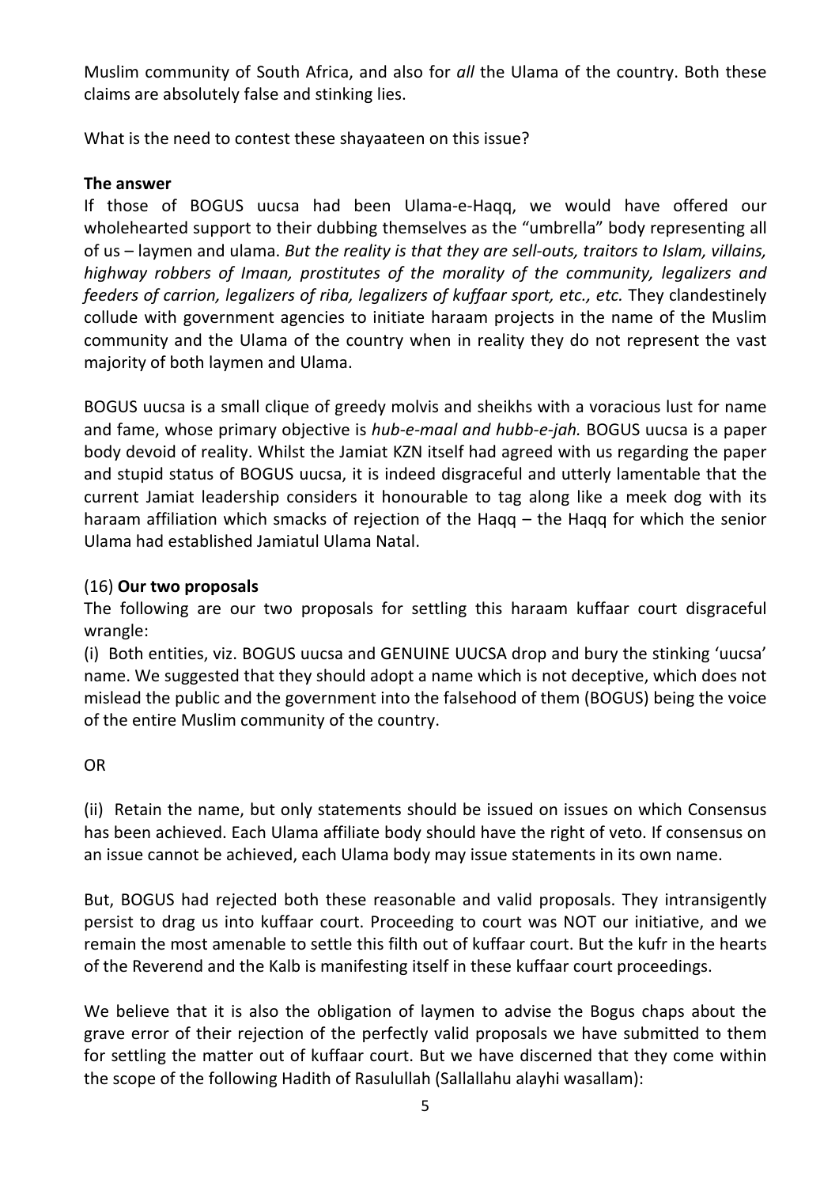Muslim community of South Africa, and also for *all* the Ulama of the country. Both these claims are absolutely false and stinking lies.

What is the need to contest these shayaateen on this issue?

**The answer**

If those of BOGUS uucsa had been Ulama-e-Haqq, we would have offered our wholehearted support to their dubbing themselves as the "umbrella" body representing all of us – laymen and ulama. *But the reality is that they are sell-outs, traitors to Islam, villains, highway robbers of Imaan, prostitutes of the morality of the community, legalizers and feeders of carrion, legalizers of riba, legalizers of kuffaar sport, etc., etc.* They clandestinely collude with government agencies to initiate haraam projects in the name of the Muslim community and the Ulama of the country when in reality they do not represent the vast majority of both laymen and Ulama.

BOGUS uucsa is a small clique of greedy molvis and sheikhs with a voracious lust for name and fame, whose primary objective is *hub-e-maal and hubb-e-jah.* BOGUS uucsa is a paper body devoid of reality. Whilst the Jamiat KZN itself had agreed with us regarding the paper and stupid status of BOGUS uucsa, it is indeed disgraceful and utterly lamentable that the current Jamiat leadership considers it honourable to tag along like a meek dog with its haraam affiliation which smacks of rejection of the Haqq – the Haqq for which the senior Ulama had established Jamiatul Ulama Natal.

(16) **Our two proposals**

The following are our two proposals for settling this haraam kuffaar court disgraceful wrangle:

(i) Both entities, viz. BOGUS uucsa and GENUINE UUCSA drop and bury the stinking 'uucsa' name. We suggested that they should adopt a name which is not deceptive, which does not mislead the public and the government into the falsehood of them (BOGUS) being the voice of the entire Muslim community of the country.

OR

(ii) Retain the name, but only statements should be issued on issues on which Consensus has been achieved. Each Ulama affiliate body should have the right of veto. If consensus on an issue cannot be achieved, each Ulama body may issue statements in its own name.

But, BOGUS had rejected both these reasonable and valid proposals. They intransigently persist to drag us into kuffaar court. Proceeding to court was NOT our initiative, and we remain the most amenable to settle this filth out of kuffaar court. But the kufr in the hearts of the Reverend and the Kalb is manifesting itself in these kuffaar court proceedings.

We believe that it is also the obligation of laymen to advise the Bogus chaps about the grave error of their rejection of the perfectly valid proposals we have submitted to them for settling the matter out of kuffaar court. But we have discerned that they come within the scope of the following Hadith of Rasulullah (Sallallahu alayhi wasallam):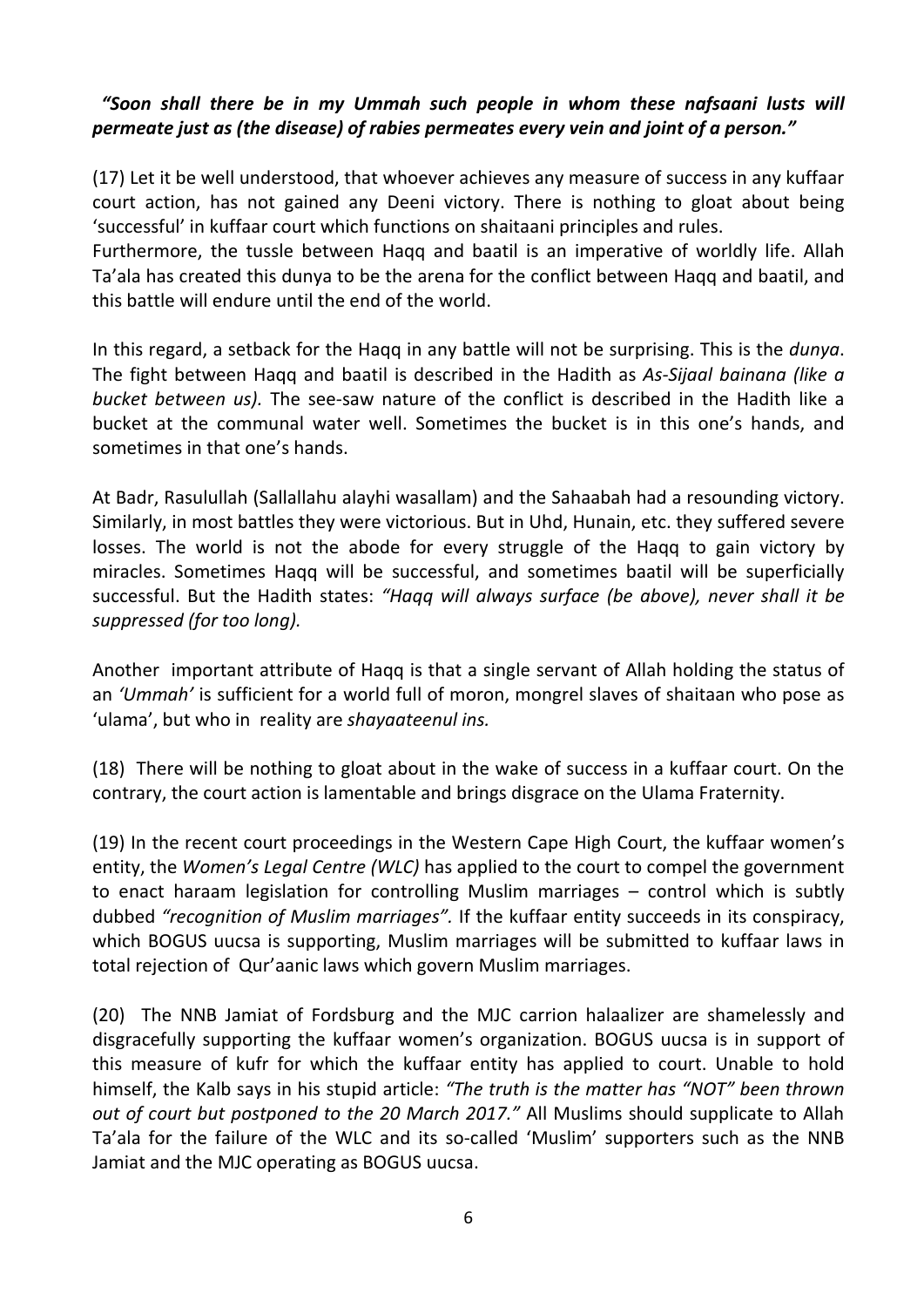***"Soon shall there be in my Ummah such people in whom these nafsaani lusts will permeate just as (the disease) of rabies permeates every vein and joint of a person."***

(17) Let it be well understood, that whoever achieves any measure of success in any kuffaar court action, has not gained any Deeni victory. There is nothing to gloat about being 'successful' in kuffaar court which functions on shaitaani principles and rules.
Furthermore, the tussle between Haqq and baatil is an imperative of worldly life. Allah Ta'ala has created this dunya to be the arena for the conflict between Haqq and baatil, and this battle will endure until the end of the world.

In this regard, a setback for the Haqq in any battle will not be surprising. This is the *dunya*. The fight between Haqq and baatil is described in the Hadith as *As-Sijaal bainana (like a bucket between us).* The see-saw nature of the conflict is described in the Hadith like a bucket at the communal water well. Sometimes the bucket is in this one's hands, and sometimes in that one's hands.

At Badr, Rasulullah (Sallallahu alayhi wasallam) and the Sahaabah had a resounding victory. Similarly, in most battles they were victorious. But in Uhd, Hunain, etc. they suffered severe losses. The world is not the abode for every struggle of the Haqq to gain victory by miracles. Sometimes Haqq will be successful, and sometimes baatil will be superficially successful. But the Hadith states: *"Haqq will always surface (be above), never shall it be suppressed (for too long).*

Another important attribute of Haqq is that a single servant of Allah holding the status of an *'Ummah'* is sufficient for a world full of moron, mongrel slaves of shaitaan who pose as 'ulama', but who in reality are *shayaateenul ins.*

(18) There will be nothing to gloat about in the wake of success in a kuffaar court. On the contrary, the court action is lamentable and brings disgrace on the Ulama Fraternity.

(19) In the recent court proceedings in the Western Cape High Court, the kuffaar women's entity, the *Women's Legal Centre (WLC)* has applied to the court to compel the government to enact haraam legislation for controlling Muslim marriages – control which is subtly dubbed *"recognition of Muslim marriages".* If the kuffaar entity succeeds in its conspiracy, which BOGUS uucsa is supporting, Muslim marriages will be submitted to kuffaar laws in total rejection of Qur'aanic laws which govern Muslim marriages.

(20) The NNB Jamiat of Fordsburg and the MJC carrion halaalizer are shamelessly and disgracefully supporting the kuffaar women's organization. BOGUS uucsa is in support of this measure of kufr for which the kuffaar entity has applied to court. Unable to hold himself, the Kalb says in his stupid article: *"The truth is the matter has "NOT" been thrown out of court but postponed to the 20 March 2017."* All Muslims should supplicate to Allah Ta'ala for the failure of the WLC and its so-called 'Muslim' supporters such as the NNB Jamiat and the MJC operating as BOGUS uucsa.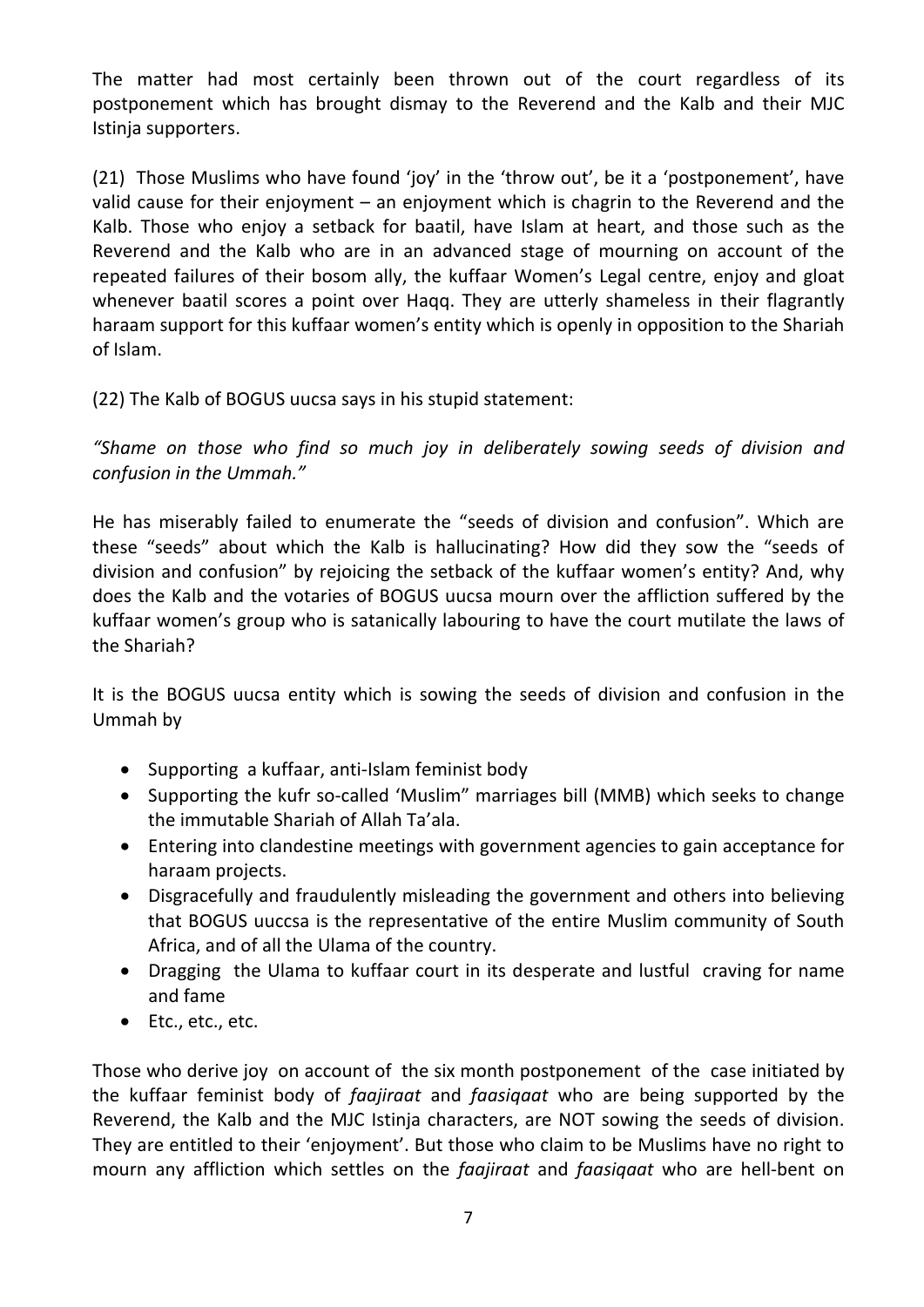The matter had most certainly been thrown out of the court regardless of its postponement which has brought dismay to the Reverend and the Kalb and their MJC Istinja supporters.

(21) Those Muslims who have found 'joy' in the 'throw out', be it a 'postponement', have valid cause for their enjoyment – an enjoyment which is chagrin to the Reverend and the Kalb. Those who enjoy a setback for baatil, have Islam at heart, and those such as the Reverend and the Kalb who are in an advanced stage of mourning on account of the repeated failures of their bosom ally, the kuffaar Women's Legal centre, enjoy and gloat whenever baatil scores a point over Haqq. They are utterly shameless in their flagrantly haraam support for this kuffaar women's entity which is openly in opposition to the Shariah of Islam.

(22) The Kalb of BOGUS uucsa says in his stupid statement:

*"Shame on those who find so much joy in deliberately sowing seeds of division and confusion in the Ummah."*

He has miserably failed to enumerate the "seeds of division and confusion". Which are these "seeds" about which the Kalb is hallucinating? How did they sow the "seeds of division and confusion" by rejoicing the setback of the kuffaar women's entity? And, why does the Kalb and the votaries of BOGUS uucsa mourn over the affliction suffered by the kuffaar women's group who is satanically labouring to have the court mutilate the laws of the Shariah?

It is the BOGUS uucsa entity which is sowing the seeds of division and confusion in the Ummah by

- Supporting a kuffaar, anti-Islam feminist body
- Supporting the kufr so-called 'Muslim" marriages bill (MMB) which seeks to change the immutable Shariah of Allah Ta'ala.
- Entering into clandestine meetings with government agencies to gain acceptance for haraam projects.
- Disgracefully and fraudulently misleading the government and others into believing that BOGUS uuccsa is the representative of the entire Muslim community of South Africa, and of all the Ulama of the country.
- Dragging the Ulama to kuffaar court in its desperate and lustful craving for name and fame
- Etc., etc., etc.

Those who derive joy on account of the six month postponement of the case initiated by the kuffaar feminist body of *faajiraat* and *faasiqaat* who are being supported by the Reverend, the Kalb and the MJC Istinja characters, are NOT sowing the seeds of division. They are entitled to their 'enjoyment'. But those who claim to be Muslims have no right to mourn any affliction which settles on the *faajiraat* and *faasiqaat* who are hell-bent on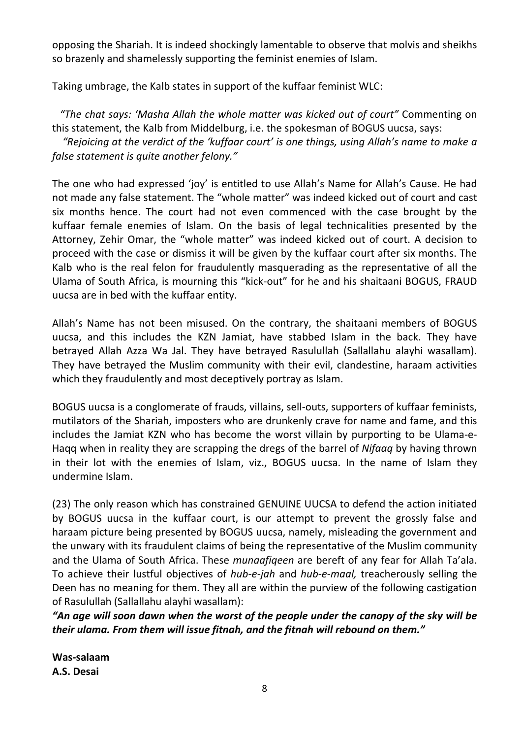opposing the Shariah. It is indeed shockingly lamentable to observe that molvis and sheikhs so brazenly and shamelessly supporting the feminist enemies of Islam.

Taking umbrage, the Kalb states in support of the kuffaar feminist WLC:

*"The chat says: 'Masha Allah the whole matter was kicked out of court"* Commenting on this statement, the Kalb from Middelburg, i.e. the spokesman of BOGUS uucsa, says:

*"Rejoicing at the verdict of the 'kuffaar court' is one things, using Allah's name to make a false statement is quite another felony."*

The one who had expressed 'joy' is entitled to use Allah's Name for Allah's Cause. He had not made any false statement. The "whole matter" was indeed kicked out of court and cast six months hence. The court had not even commenced with the case brought by the kuffaar female enemies of Islam. On the basis of legal technicalities presented by the Attorney, Zehir Omar, the "whole matter" was indeed kicked out of court. A decision to proceed with the case or dismiss it will be given by the kuffaar court after six months. The Kalb who is the real felon for fraudulently masquerading as the representative of all the Ulama of South Africa, is mourning this "kick-out" for he and his shaitaani BOGUS, FRAUD uucsa are in bed with the kuffaar entity.

Allah's Name has not been misused. On the contrary, the shaitaani members of BOGUS uucsa, and this includes the KZN Jamiat, have stabbed Islam in the back. They have betrayed Allah Azza Wa Jal. They have betrayed Rasulullah (Sallallahu alayhi wasallam). They have betrayed the Muslim community with their evil, clandestine, haraam activities which they fraudulently and most deceptively portray as Islam.

BOGUS uucsa is a conglomerate of frauds, villains, sell-outs, supporters of kuffaar feminists, mutilators of the Shariah, imposters who are drunkenly crave for name and fame, and this includes the Jamiat KZN who has become the worst villain by purporting to be Ulama-e-Haqq when in reality they are scrapping the dregs of the barrel of *Nifaaq* by having thrown in their lot with the enemies of Islam, viz., BOGUS uucsa. In the name of Islam they undermine Islam.

(23) The only reason which has constrained GENUINE UUCSA to defend the action initiated by BOGUS uucsa in the kuffaar court, is our attempt to prevent the grossly false and haraam picture being presented by BOGUS uucsa, namely, misleading the government and the unwary with its fraudulent claims of being the representative of the Muslim community and the Ulama of South Africa. These *munaafiqeen* are bereft of any fear for Allah Ta'ala. To achieve their lustful objectives of *hub-e-jah* and *hub-e-maal,* treacherously selling the Deen has no meaning for them. They all are within the purview of the following castigation of Rasulullah (Sallallahu alayhi wasallam):

***"An age will soon dawn when the worst of the people under the canopy of the sky will be their ulama. From them will issue fitnah, and the fitnah will rebound on them."***

**Was-salaam**
**A.S. Desai**